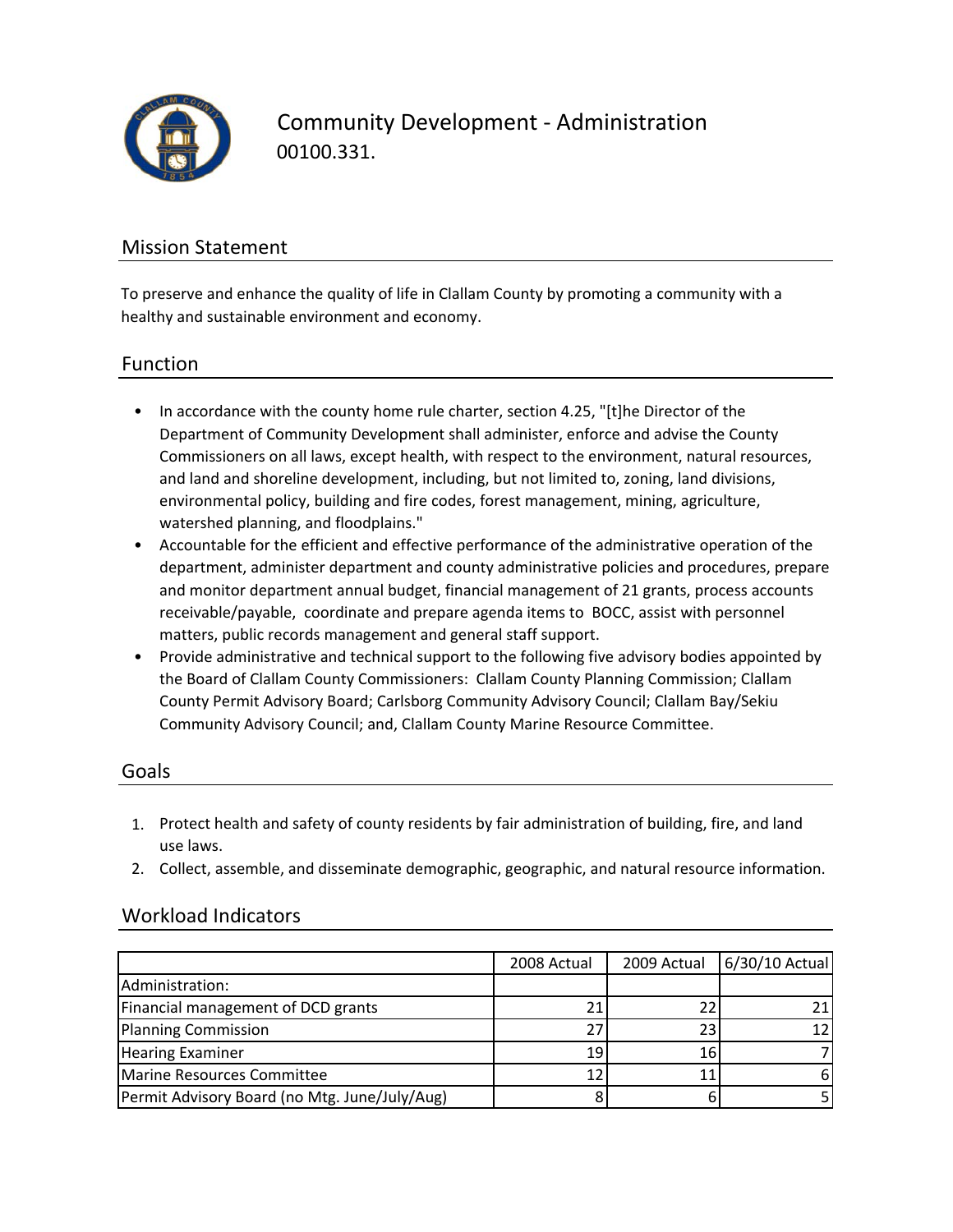# Community Development - Administration

00100.331.

## Mission Statement

To preserve and enhance the quality of life in Clallam County by promoting a community with a healthy and sustainable environment and economy.

## Function

- In accordance with the county home rule charter, section 4.25, "[t]he Director of the Department of Community Development shall administer, enforce and advise the County Commissioners on all laws, except health, with respect to the environment, natural resources, and land and shoreline development, including, but not limited to, zoning, land divisions, environmental policy, building and fire codes, forest management, mining, agriculture, watershed planning, and floodplains."
- Accountable for the efficient and effective performance of the administrative operation of the department, administer department and county administrative policies and procedures, prepare and monitor department annual budget, financial management of 21 grants, process accounts receivable/payable, coordinate and prepare agenda items to BOCC, assist with personnel matters, public records management and general staff support.
- Provide administrative and technical support to the following five advisory bodies appointed by the Board of Clallam County Commissioners: Clallam County Planning Commission; Clallam County Permit Advisory Board; Carlsborg Community Advisory Council; Clallam Bay/Sekiu Community Advisory Council; and, Clallam County Marine Resource Committee.

## Goals

1. Protect health and safety of county residents by fair administration of building, fire, and land use laws.
2. Collect, assemble, and disseminate demographic, geographic, and natural resource information.

## Workload Indicators

| | 2008 Actual | 2009 Actual | 6/30/10 Actual |
|---|---|---|---|
| Administration: | | | |
| Financial management of DCD grants | 21 | 22 | 21 |
| Planning Commission | 27 | 23 | 12 |
| Hearing Examiner | 19 | 16 | 7 |
| Marine Resources Committee | 12 | 11 | 6 |
| Permit Advisory Board (no Mtg. June/July/Aug) | 8 | 6 | 5 |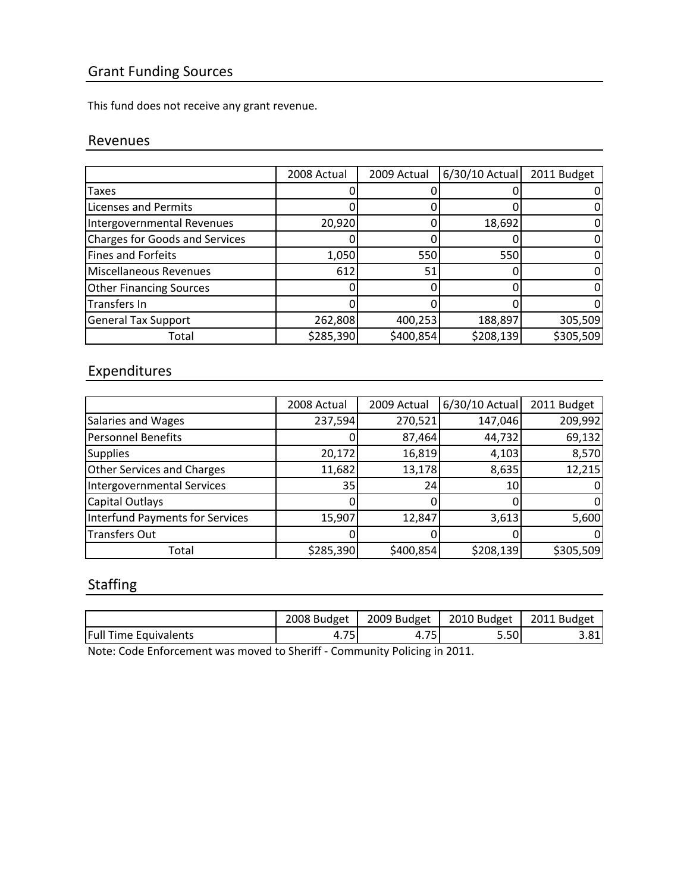## Grant Funding Sources

This fund does not receive any grant revenue.

## Revenues

| | 2008 Actual | 2009 Actual | 6/30/10 Actual | 2011 Budget |
|---|---|---|---|---|
| Taxes | 0 | 0 | 0 | 0 |
| Licenses and Permits | 0 | 0 | 0 | 0 |
| Intergovernmental Revenues | 20,920 | 0 | 18,692 | 0 |
| Charges for Goods and Services | 0 | 0 | 0 | 0 |
| Fines and Forfeits | 1,050 | 550 | 550 | 0 |
| Miscellaneous Revenues | 612 | 51 | 0 | 0 |
| Other Financing Sources | 0 | 0 | 0 | 0 |
| Transfers In | 0 | 0 | 0 | 0 |
| General Tax Support | 262,808 | 400,253 | 188,897 | 305,509 |
| Total | $285,390 | $400,854 | $208,139 | $305,509 |

## Expenditures

| | 2008 Actual | 2009 Actual | 6/30/10 Actual | 2011 Budget |
|---|---|---|---|---|
| Salaries and Wages | 237,594 | 270,521 | 147,046 | 209,992 |
| Personnel Benefits | 0 | 87,464 | 44,732 | 69,132 |
| Supplies | 20,172 | 16,819 | 4,103 | 8,570 |
| Other Services and Charges | 11,682 | 13,178 | 8,635 | 12,215 |
| Intergovernmental Services | 35 | 24 | 10 | 0 |
| Capital Outlays | 0 | 0 | 0 | 0 |
| Interfund Payments for Services | 15,907 | 12,847 | 3,613 | 5,600 |
| Transfers Out | 0 | 0 | 0 | 0 |
| Total | $285,390 | $400,854 | $208,139 | $305,509 |

## Staffing

| | 2008 Budget | 2009 Budget | 2010 Budget | 2011 Budget |
|---|---|---|---|---|
| Full Time Equivalents | 4.75 | 4.75 | 5.50 | 3.81 |

Note: Code Enforcement was moved to Sheriff - Community Policing in 2011.